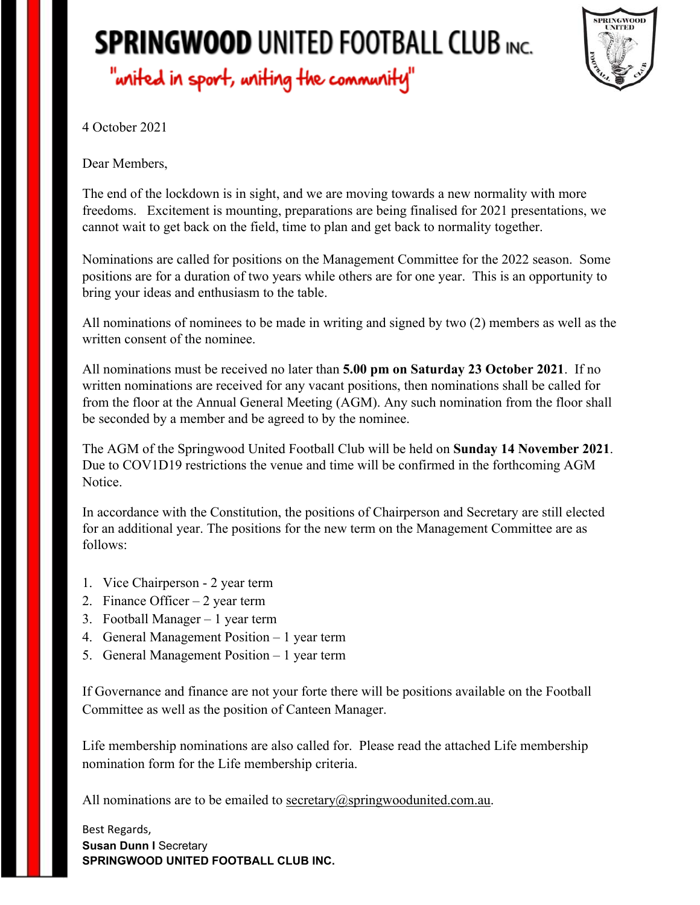# SPRINGWOOD UNITED FOOTBALL CLUB INC.

"united in sport, uniting the community"

4 October 2021

Dear Members,

The end of the lockdown is in sight, and we are moving towards a new normality with more freedoms. Excitement is mounting, preparations are being finalised for 2021 presentations, we cannot wait to get back on the field, time to plan and get back to normality together.

Nominations are called for positions on the Management Committee for the 2022 season. Some positions are for a duration of two years while others are for one year. This is an opportunity to bring your ideas and enthusiasm to the table.

All nominations of nominees to be made in writing and signed by two (2) members as well as the written consent of the nominee.

All nominations must be received no later than **5.00 pm on Saturday 23 October 2021**. If no written nominations are received for any vacant positions, then nominations shall be called for from the floor at the Annual General Meeting (AGM). Any such nomination from the floor shall be seconded by a member and be agreed to by the nominee.

The AGM of the Springwood United Football Club will be held on **Sunday 14 November 2021**. Due to COV1D19 restrictions the venue and time will be confirmed in the forthcoming AGM Notice.

In accordance with the Constitution, the positions of Chairperson and Secretary are still elected for an additional year. The positions for the new term on the Management Committee are as follows:

1. Vice Chairperson - 2 year term
2. Finance Officer – 2 year term
3. Football Manager – 1 year term
4. General Management Position – 1 year term
5. General Management Position – 1 year term

If Governance and finance are not your forte there will be positions available on the Football Committee as well as the position of Canteen Manager.

Life membership nominations are also called for. Please read the attached Life membership nomination form for the Life membership criteria.

All nominations are to be emailed to secretary@springwoodunited.com.au.

Best Regards,
**Susan Dunn |** Secretary
**SPRINGWOOD UNITED FOOTBALL CLUB INC.**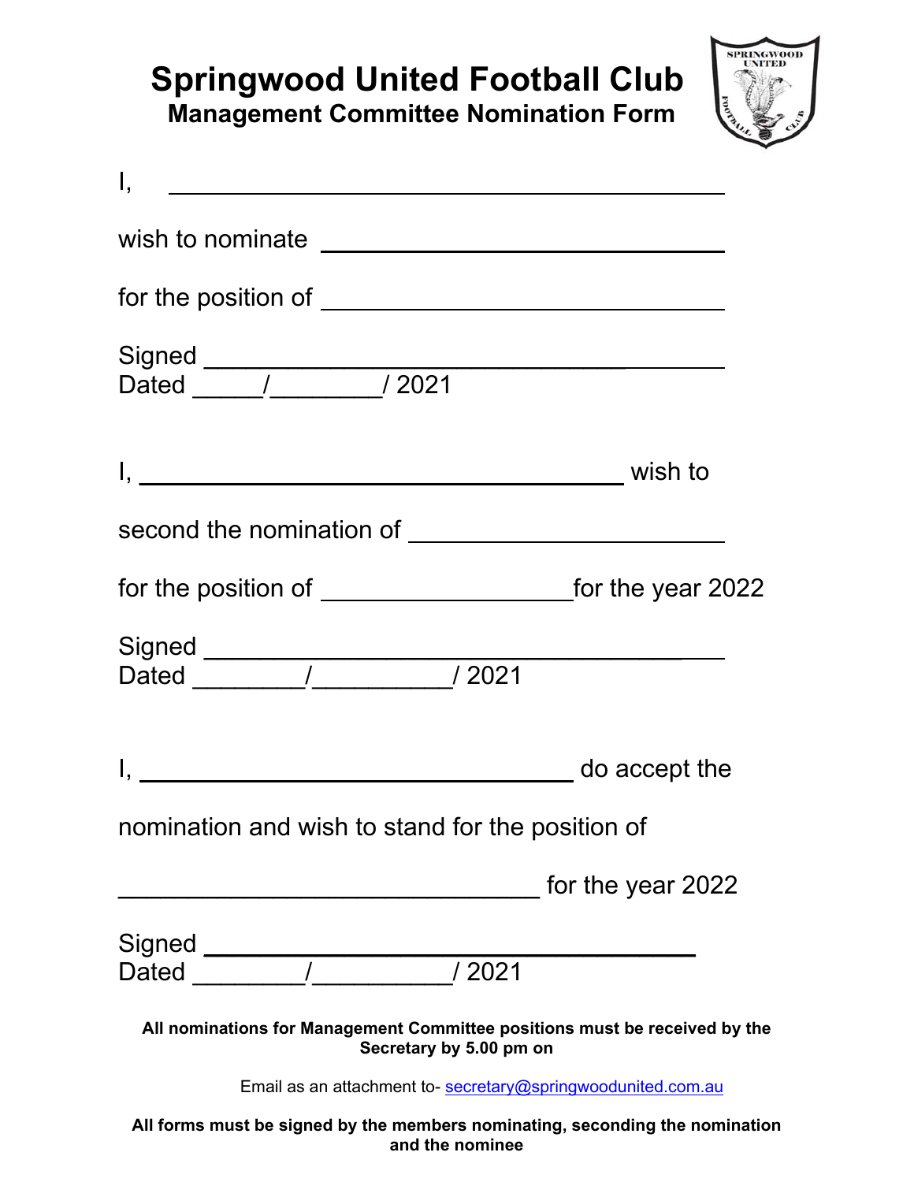# Springwood United Football Club

## Management Committee Nomination Form

I, ______________________________________________

wish to nominate ________________________________

for the position of ______________________________

Signed _________________________________________
Dated _____/________/ 2021

I, ______________________________________ wish to

second the nomination of _________________________

for the position of ___________________for the year 2022

Signed _________________________________________
Dated ________/__________/ 2021

I, __________________________________ do accept the

nomination and wish to stand for the position of

_________________________________ for the year 2022

Signed _______________________________________
Dated ________/__________/ 2021

**All nominations for Management Committee positions must be received by the Secretary by 5.00 pm on**

Email as an attachment to- secretary@springwoodunited.com.au

**All forms must be signed by the members nominating, seconding the nomination and the nominee**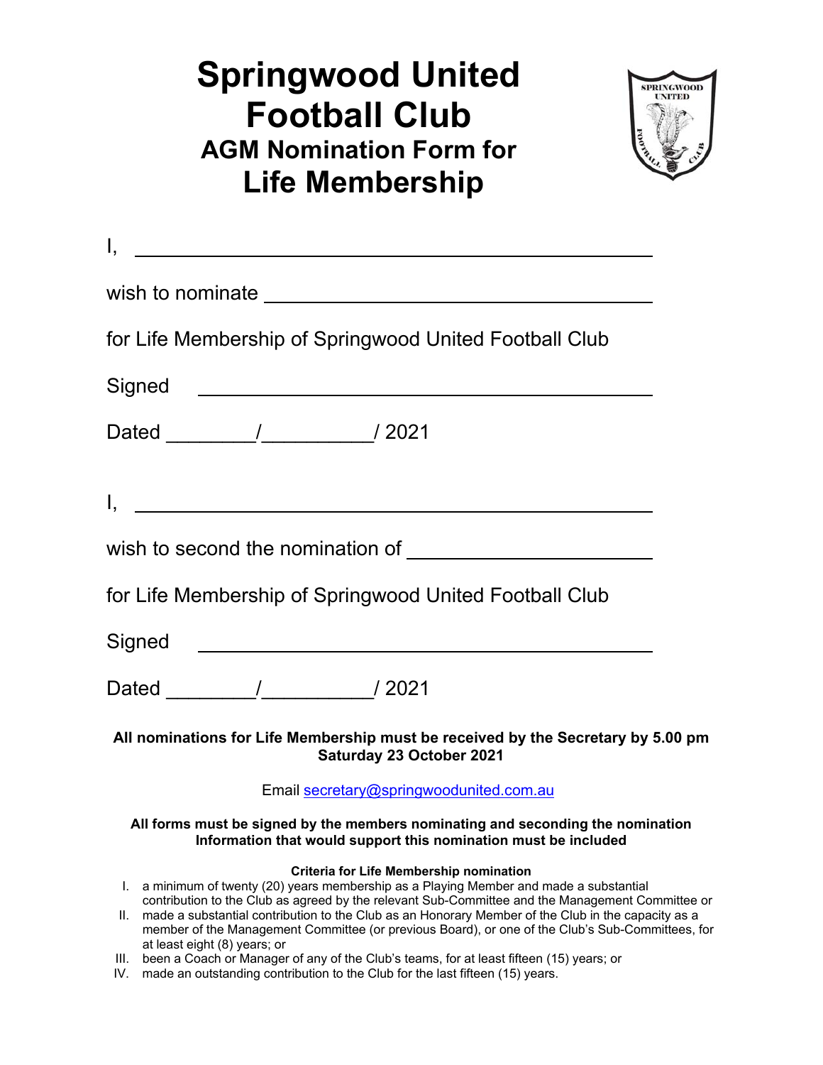# Springwood United Football Club

## AGM Nomination Form for

# Life Membership

I, ____________________________________________

wish to nominate ______________________________

for Life Membership of Springwood United Football Club

Signed ________________________________________

Dated ________/__________/ 2021

I, ____________________________________________

wish to second the nomination of _________________

for Life Membership of Springwood United Football Club

Signed ________________________________________

Dated ________/__________/ 2021

**All nominations for Life Membership must be received by the Secretary by 5.00 pm Saturday 23 October 2021**

Email secretary@springwoodunited.com.au

**All forms must be signed by the members nominating and seconding the nomination**
**Information that would support this nomination must be included**

**Criteria for Life Membership nomination**

I. a minimum of twenty (20) years membership as a Playing Member and made a substantial contribution to the Club as agreed by the relevant Sub-Committee and the Management Committee or

II. made a substantial contribution to the Club as an Honorary Member of the Club in the capacity as a member of the Management Committee (or previous Board), or one of the Club's Sub-Committees, for at least eight (8) years; or

III. been a Coach or Manager of any of the Club's teams, for at least fifteen (15) years; or

IV. made an outstanding contribution to the Club for the last fifteen (15) years.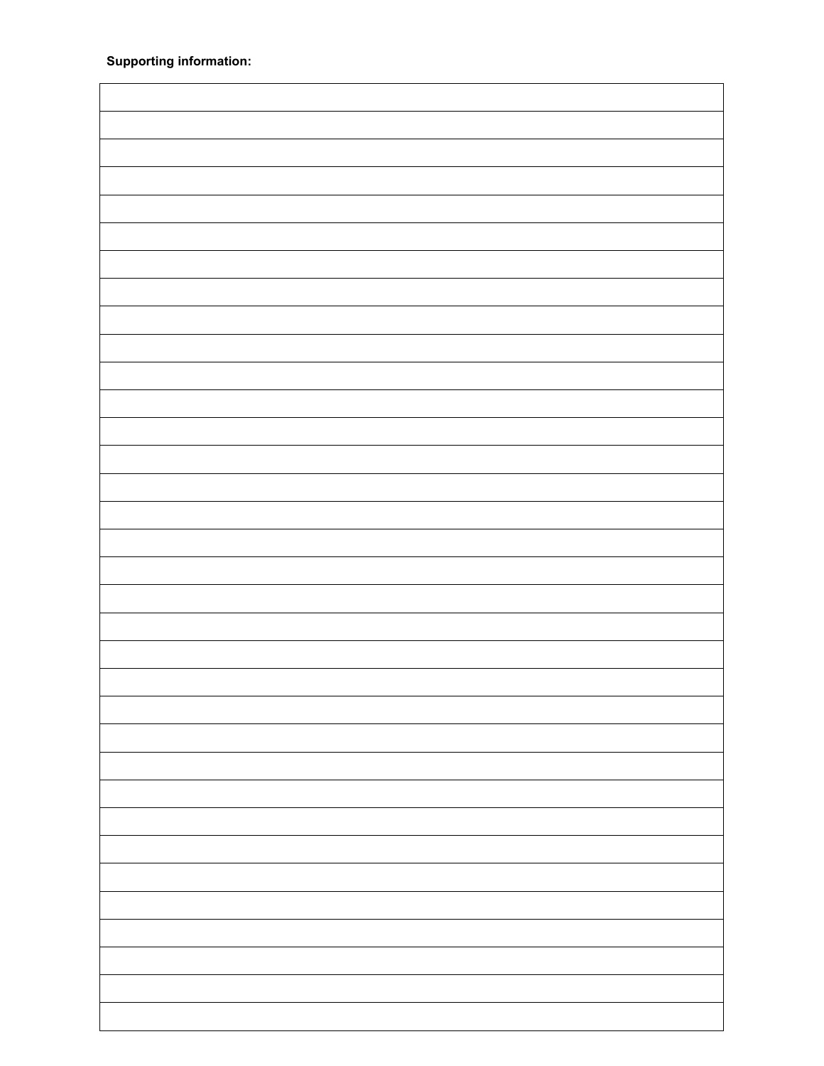**Supporting information:**